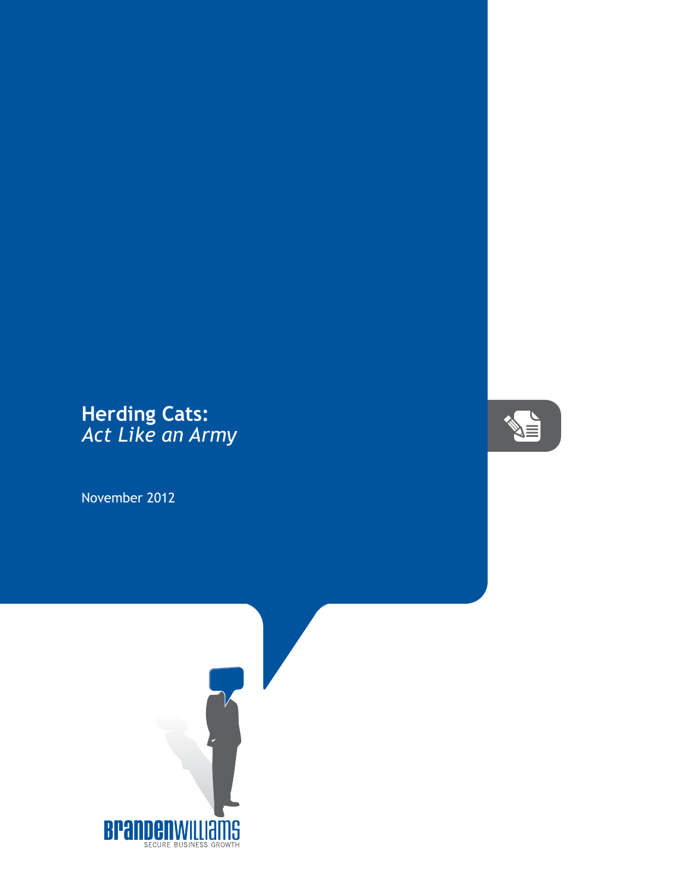# Herding Cats:
*Act Like an Army*

November 2012

**BRANDENWILLIAMS**
SECURE BUSINESS GROWTH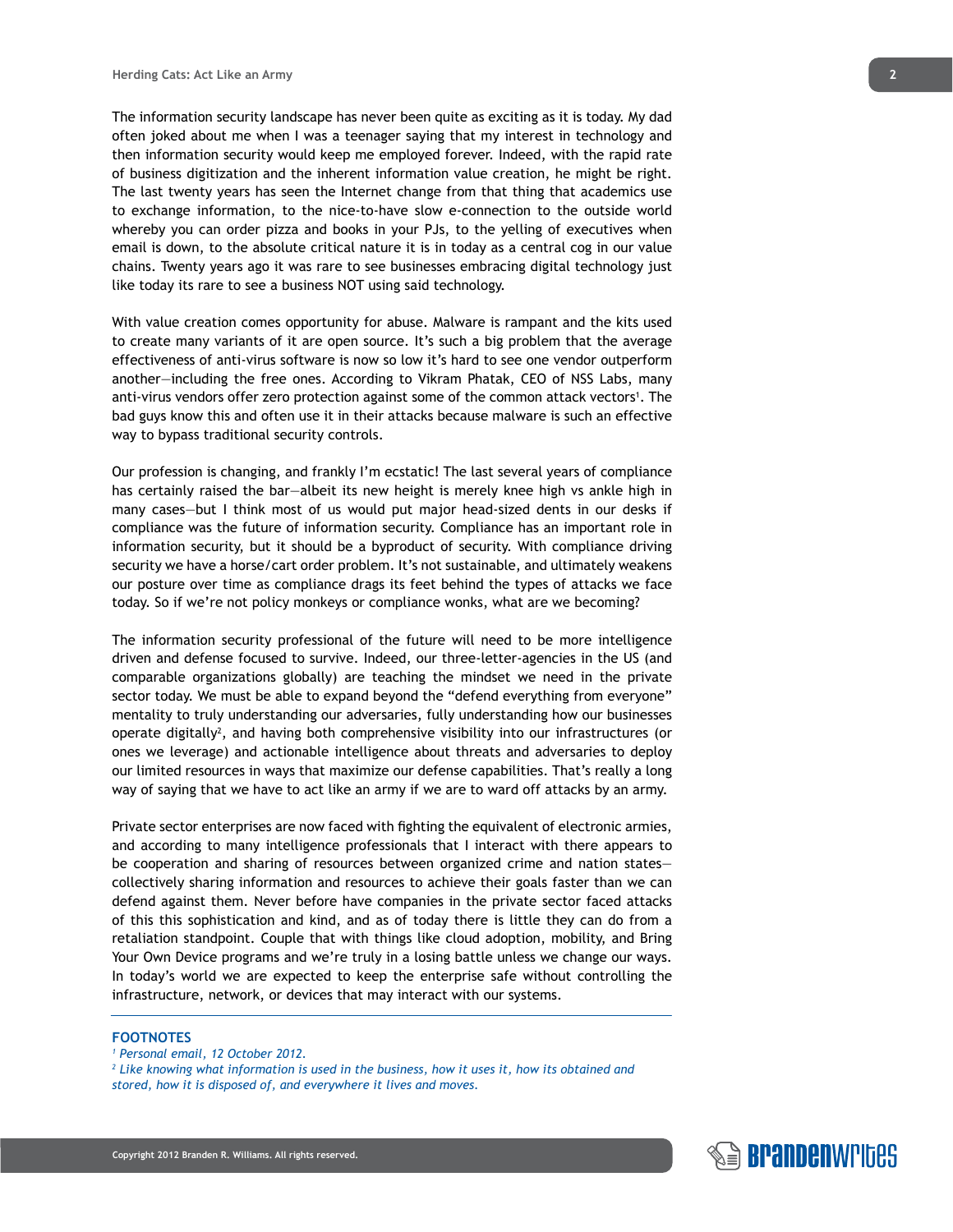The information security landscape has never been quite as exciting as it is today. My dad often joked about me when I was a teenager saying that my interest in technology and then information security would keep me employed forever. Indeed, with the rapid rate of business digitization and the inherent information value creation, he might be right. The last twenty years has seen the Internet change from that thing that academics use to exchange information, to the nice-to-have slow e-connection to the outside world whereby you can order pizza and books in your PJs, to the yelling of executives when email is down, to the absolute critical nature it is in today as a central cog in our value chains. Twenty years ago it was rare to see businesses embracing digital technology just like today its rare to see a business NOT using said technology.

With value creation comes opportunity for abuse. Malware is rampant and the kits used to create many variants of it are open source. It's such a big problem that the average effectiveness of anti-virus software is now so low it's hard to see one vendor outperform another—including the free ones. According to Vikram Phatak, CEO of NSS Labs, many anti-virus vendors offer zero protection against some of the common attack vectors[1]. The bad guys know this and often use it in their attacks because malware is such an effective way to bypass traditional security controls.

Our profession is changing, and frankly I'm ecstatic! The last several years of compliance has certainly raised the bar—albeit its new height is merely knee high vs ankle high in many cases—but I think most of us would put major head-sized dents in our desks if compliance was the future of information security. Compliance has an important role in information security, but it should be a byproduct of security. With compliance driving security we have a horse/cart order problem. It's not sustainable, and ultimately weakens our posture over time as compliance drags its feet behind the types of attacks we face today. So if we're not policy monkeys or compliance wonks, what are we becoming?

The information security professional of the future will need to be more intelligence driven and defense focused to survive. Indeed, our three-letter-agencies in the US (and comparable organizations globally) are teaching the mindset we need in the private sector today. We must be able to expand beyond the "defend everything from everyone" mentality to truly understanding our adversaries, fully understanding how our businesses operate digitally[2], and having both comprehensive visibility into our infrastructures (or ones we leverage) and actionable intelligence about threats and adversaries to deploy our limited resources in ways that maximize our defense capabilities. That's really a long way of saying that we have to act like an army if we are to ward off attacks by an army.

Private sector enterprises are now faced with fighting the equivalent of electronic armies, and according to many intelligence professionals that I interact with there appears to be cooperation and sharing of resources between organized crime and nation states—collectively sharing information and resources to achieve their goals faster than we can defend against them. Never before have companies in the private sector faced attacks of this this sophistication and kind, and as of today there is little they can do from a retaliation standpoint. Couple that with things like cloud adoption, mobility, and Bring Your Own Device programs and we're truly in a losing battle unless we change our ways. In today's world we are expected to keep the enterprise safe without controlling the infrastructure, network, or devices that may interact with our systems.

---

**FOOTNOTES**

*[1] Personal email, 12 October 2012.*

*[2] Like knowing what information is used in the business, how it uses it, how its obtained and stored, how it is disposed of, and everywhere it lives and moves.*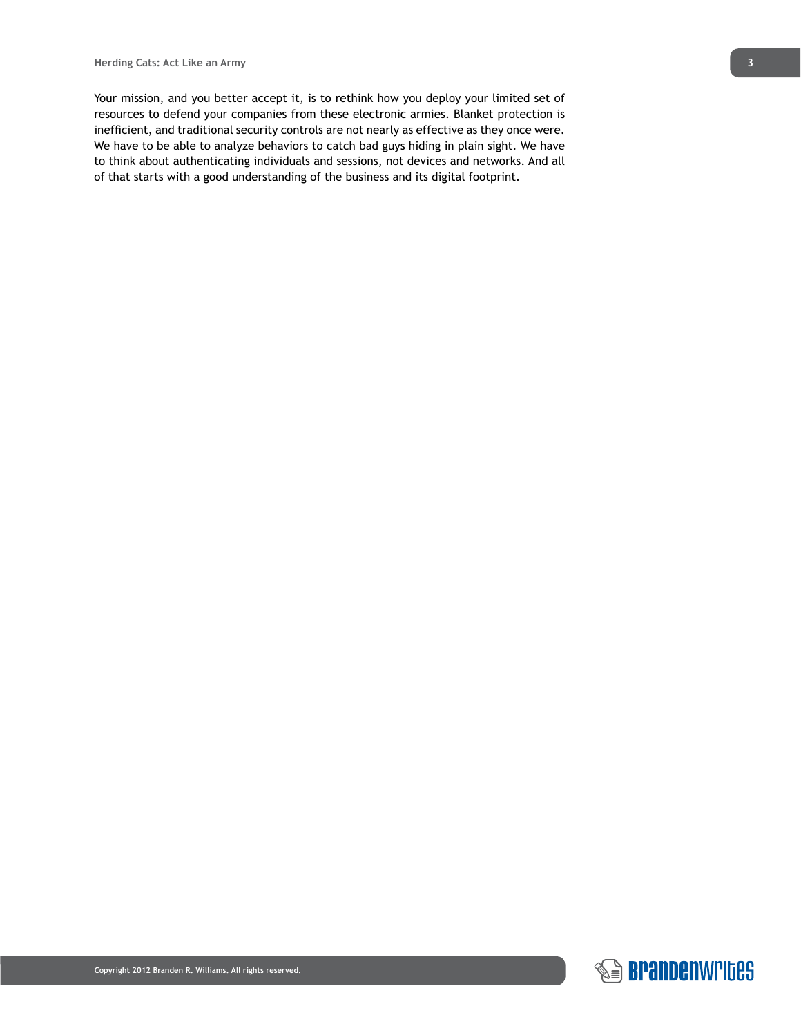Your mission, and you better accept it, is to rethink how you deploy your limited set of resources to defend your companies from these electronic armies. Blanket protection is inefficient, and traditional security controls are not nearly as effective as they once were. We have to be able to analyze behaviors to catch bad guys hiding in plain sight. We have to think about authenticating individuals and sessions, not devices and networks. And all of that starts with a good understanding of the business and its digital footprint.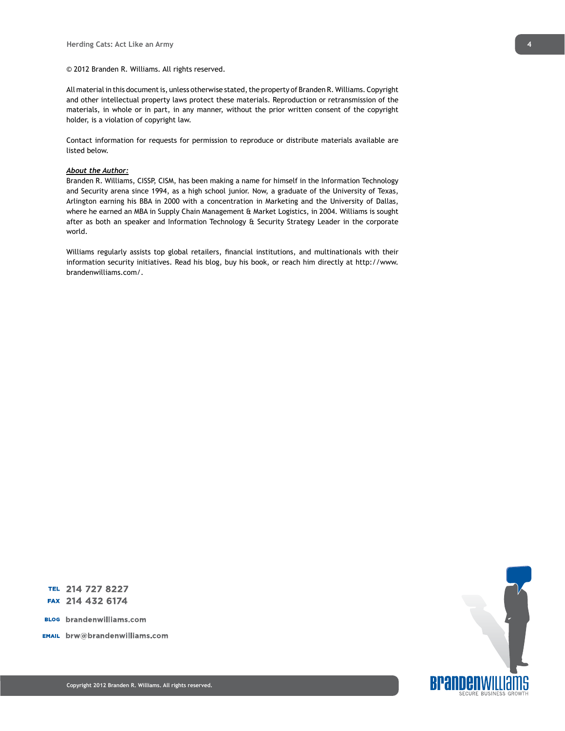© 2012 Branden R. Williams. All rights reserved.

All material in this document is, unless otherwise stated, the property of Branden R. Williams. Copyright and other intellectual property laws protect these materials. Reproduction or retransmission of the materials, in whole or in part, in any manner, without the prior written consent of the copyright holder, is a violation of copyright law.

Contact information for requests for permission to reproduce or distribute materials available are listed below.

***About the Author:***

Branden R. Williams, CISSP, CISM, has been making a name for himself in the Information Technology and Security arena since 1994, as a high school junior. Now, a graduate of the University of Texas, Arlington earning his BBA in 2000 with a concentration in Marketing and the University of Dallas, where he earned an MBA in Supply Chain Management & Market Logistics, in 2004. Williams is sought after as both an speaker and Information Technology & Security Strategy Leader in the corporate world.

Williams regularly assists top global retailers, financial institutions, and multinationals with their information security initiatives. Read his blog, buy his book, or reach him directly at http://www.brandenwilliams.com/.

**TEL** 214 727 8227
**FAX** 214 432 6174

**BLOG** brandenwilliams.com

**EMAIL** brw@brandenwilliams.com

BrandenWilliams
SECURE BUSINESS GROWTH